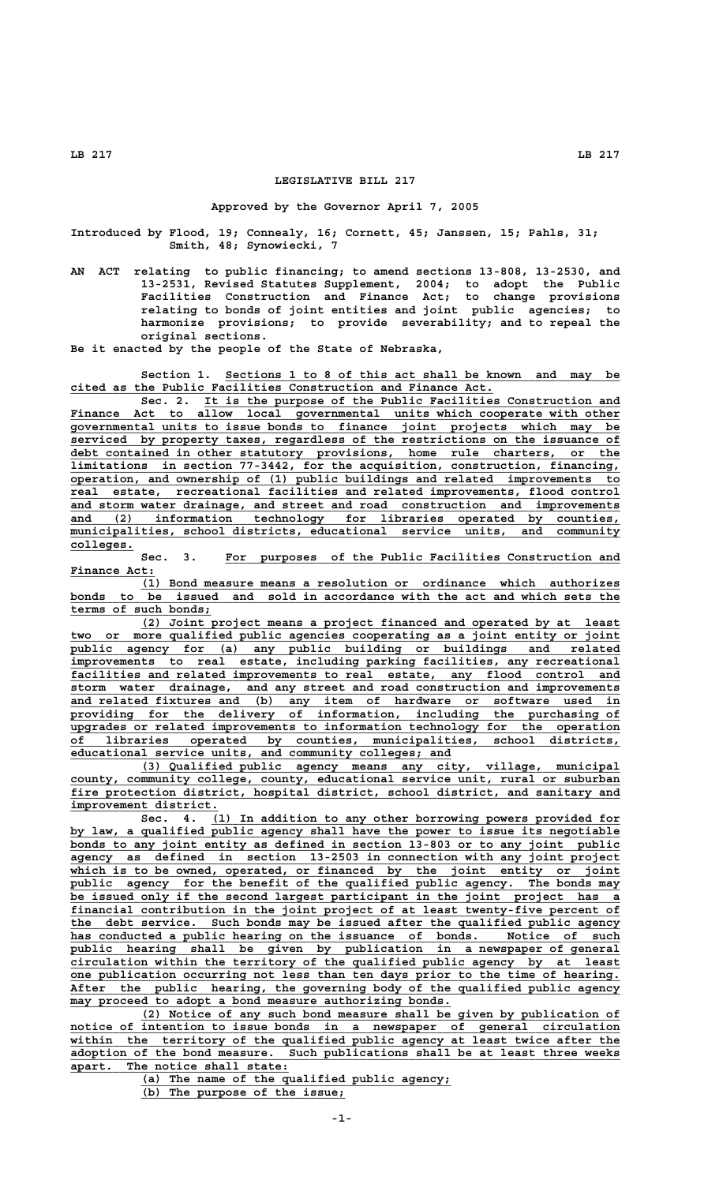# LEGISLATIVE BILL 217

Approved by the Governor April 7, 2005

Introduced by Flood, 19; Connealy, 16; Cornett, 45; Janssen, 15; Pahls, 31; Smith, 48; Synowiecki, 7

AN ACT relating to public financing; to amend sections 13-808, 13-2530, and 13-2531, Revised Statutes Supplement, 2004; to adopt the Public Facilities Construction and Finance Act; to change provisions relating to bonds of joint entities and joint public agencies; to harmonize provisions; to provide severability; and to repeal the original sections.

Be it enacted by the people of the State of Nebraska,

Section 1. Sections 1 to 8 of this act shall be known and may be cited as the Public Facilities Construction and Finance Act.

Sec. 2. It is the purpose of the Public Facilities Construction and Finance Act to allow local governmental units which cooperate with other governmental units to issue bonds to finance joint projects which may be serviced by property taxes, regardless of the restrictions on the issuance of debt contained in other statutory provisions, home rule charters, or the limitations in section 77-3442, for the acquisition, construction, financing, operation, and ownership of (1) public buildings and related improvements to real estate, recreational facilities and related improvements, flood control and storm water drainage, and street and road construction and improvements and (2) information technology for libraries operated by counties, municipalities, school districts, educational service units, and community colleges.

Sec. 3. For purposes of the Public Facilities Construction and Finance Act:

(1) Bond measure means a resolution or ordinance which authorizes bonds to be issued and sold in accordance with the act and which sets the terms of such bonds;

(2) Joint project means a project financed and operated by at least two or more qualified public agencies cooperating as a joint entity or joint public agency for (a) any public building or buildings and related improvements to real estate, including parking facilities, any recreational facilities and related improvements to real estate, any flood control and storm water drainage, and any street and road construction and improvements and related fixtures and (b) any item of hardware or software used in providing for the delivery of information, including the purchasing of upgrades or related improvements to information technology for the operation of libraries operated by counties, municipalities, school districts, educational service units, and community colleges; and

(3) Qualified public agency means any city, village, municipal county, community college, county, educational service unit, rural or suburban fire protection district, hospital district, school district, and sanitary and improvement district.

Sec. 4. (1) In addition to any other borrowing powers provided for by law, a qualified public agency shall have the power to issue its negotiable bonds to any joint entity as defined in section 13-803 or to any joint public agency as defined in section 13-2503 in connection with any joint project which is to be owned, operated, or financed by the joint entity or joint public agency for the benefit of the qualified public agency. The bonds may be issued only if the second largest participant in the joint project has a financial contribution in the joint project of at least twenty-five percent of the debt service. Such bonds may be issued after the qualified public agency has conducted a public hearing on the issuance of bonds. Notice of such public hearing shall be given by publication in a newspaper of general circulation within the territory of the qualified public agency by at least one publication occurring not less than ten days prior to the time of hearing. After the public hearing, the governing body of the qualified public agency may proceed to adopt a bond measure authorizing bonds.

(2) Notice of any such bond measure shall be given by publication of notice of intention to issue bonds in a newspaper of general circulation within the territory of the qualified public agency at least twice after the adoption of the bond measure. Such publications shall be at least three weeks apart. The notice shall state:

(a) The name of the qualified public agency;

(b) The purpose of the issue;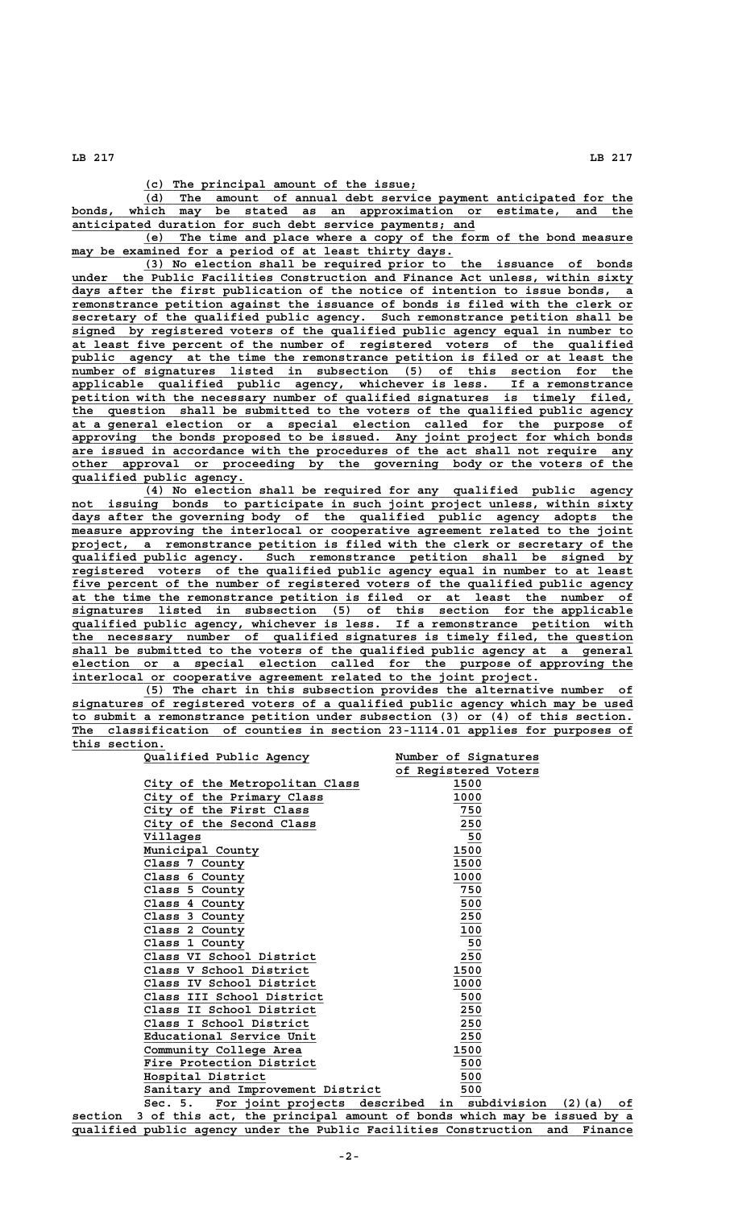(c) The principal amount of the issue;

(d) The amount of annual debt service payment anticipated for the bonds, which may be stated as an approximation or estimate, and the anticipated duration for such debt service payments; and

(e) The time and place where a copy of the form of the bond measure may be examined for a period of at least thirty days.

(3) No election shall be required prior to the issuance of bonds under the Public Facilities Construction and Finance Act unless, within sixty days after the first publication of the notice of intention to issue bonds, a remonstrance petition against the issuance of bonds is filed with the clerk or secretary of the qualified public agency. Such remonstrance petition shall be signed by registered voters of the qualified public agency equal in number to at least five percent of the number of registered voters of the qualified public agency at the time the remonstrance petition is filed or at least the number of signatures listed in subsection (5) of this section for the applicable qualified public agency, whichever is less. If a remonstrance petition with the necessary number of qualified signatures is timely filed, the question shall be submitted to the voters of the qualified public agency at a general election or a special election called for the purpose of approving the bonds proposed to be issued. Any joint project for which bonds are issued in accordance with the procedures of the act shall not require any other approval or proceeding by the governing body or the voters of the qualified public agency.

(4) No election shall be required for any qualified public agency not issuing bonds to participate in such joint project unless, within sixty days after the governing body of the qualified public agency adopts the measure approving the interlocal or cooperative agreement related to the joint project, a remonstrance petition is filed with the clerk or secretary of the qualified public agency. Such remonstrance petition shall be signed by registered voters of the qualified public agency equal in number to at least five percent of the number of registered voters of the qualified public agency at the time the remonstrance petition is filed or at least the number of signatures listed in subsection (5) of this section for the applicable qualified public agency, whichever is less. If a remonstrance petition with the necessary number of qualified signatures is timely filed, the question shall be submitted to the voters of the qualified public agency at a general election or a special election called for the purpose of approving the interlocal or cooperative agreement related to the joint project.

(5) The chart in this subsection provides the alternative number of signatures of registered voters of a qualified public agency which may be used to submit a remonstrance petition under subsection (3) or (4) of this section. The classification of counties in section 23-1114.01 applies for purposes of this section.

| Qualified Public Agency | Number of Signatures of Registered Voters |
|---|---|
| City of the Metropolitan Class | 1500 |
| City of the Primary Class | 1000 |
| City of the First Class | 750 |
| City of the Second Class | 250 |
| Villages | 50 |
| Municipal County | 1500 |
| Class 7 County | 1500 |
| Class 6 County | 1000 |
| Class 5 County | 750 |
| Class 4 County | 500 |
| Class 3 County | 250 |
| Class 2 County | 100 |
| Class 1 County | 50 |
| Class VI School District | 250 |
| Class V School District | 1500 |
| Class IV School District | 1000 |
| Class III School District | 500 |
| Class II School District | 250 |
| Class I School District | 250 |
| Educational Service Unit | 250 |
| Community College Area | 1500 |
| Fire Protection District | 500 |
| Hospital District | 500 |
| Sanitary and Improvement District | 500 |

Sec. 5. For joint projects described in subdivision (2)(a) of section 3 of this act, the principal amount of bonds which may be issued by a qualified public agency under the Public Facilities Construction and Finance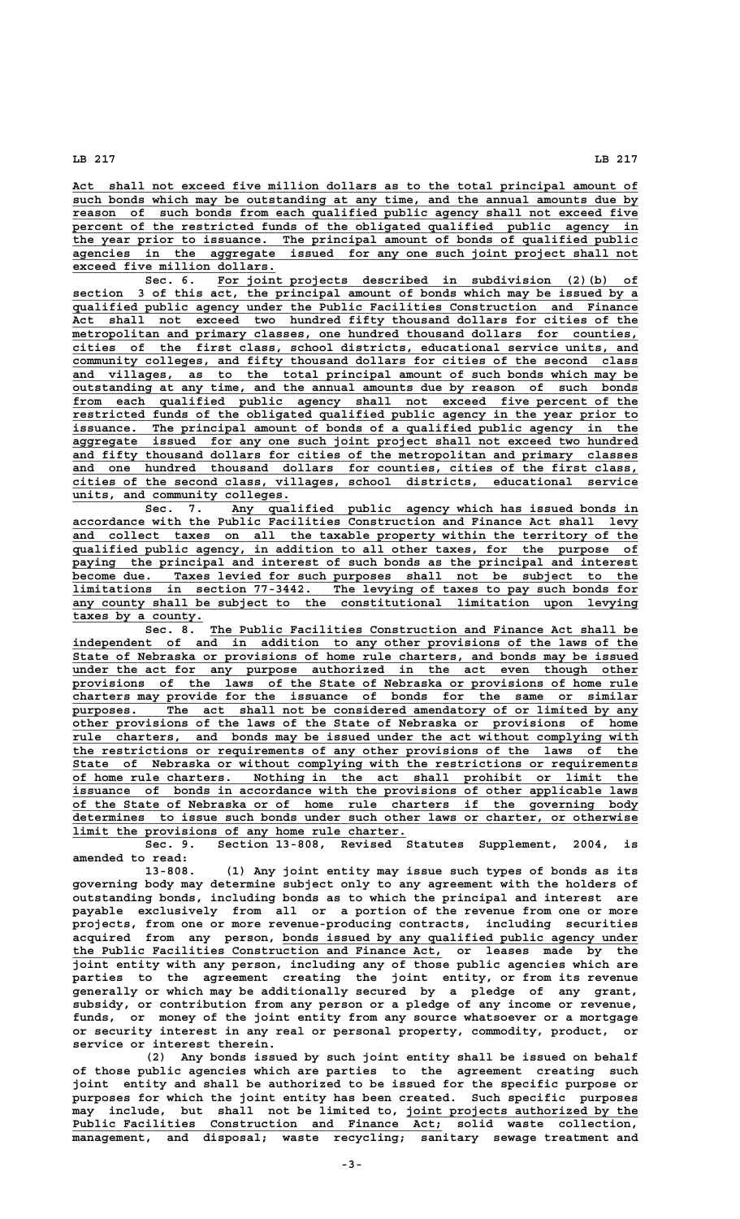Act shall not exceed five million dollars as to the total principal amount of such bonds which may be outstanding at any time, and the annual amounts due by reason of such bonds from each qualified public agency shall not exceed five percent of the restricted funds of the obligated qualified public agency in the year prior to issuance. The principal amount of bonds of qualified public agencies in the aggregate issued for any one such joint project shall not exceed five million dollars.

Sec. 6. For joint projects described in subdivision (2)(b) of section 3 of this act, the principal amount of bonds which may be issued by a qualified public agency under the Public Facilities Construction and Finance Act shall not exceed two hundred fifty thousand dollars for cities of the metropolitan and primary classes, one hundred thousand dollars for counties, cities of the first class, school districts, educational service units, and community colleges, and fifty thousand dollars for cities of the second class and villages, as to the total principal amount of such bonds which may be outstanding at any time, and the annual amounts due by reason of such bonds from each qualified public agency shall not exceed five percent of the restricted funds of the obligated qualified public agency in the year prior to issuance. The principal amount of bonds of a qualified public agency in the aggregate issued for any one such joint project shall not exceed two hundred and fifty thousand dollars for cities of the metropolitan and primary classes and one hundred thousand dollars for counties, cities of the first class, cities of the second class, villages, school districts, educational service units, and community colleges.

Sec. 7. Any qualified public agency which has issued bonds in accordance with the Public Facilities Construction and Finance Act shall levy and collect taxes on all the taxable property within the territory of the qualified public agency, in addition to all other taxes, for the purpose of paying the principal and interest of such bonds as the principal and interest become due. Taxes levied for such purposes shall not be subject to the limitations in section 77-3442. The levying of taxes to pay such bonds for any county shall be subject to the constitutional limitation upon levying taxes by a county.

Sec. 8. The Public Facilities Construction and Finance Act shall be independent of and in addition to any other provisions of the laws of the State of Nebraska or provisions of home rule charters, and bonds may be issued under the act for any purpose authorized in the act even though other provisions of the laws of the State of Nebraska or provisions of home rule charters may provide for the issuance of bonds for the same or similar purposes. The act shall not be considered amendatory of or limited by any other provisions of the laws of the State of Nebraska or provisions of home rule charters, and bonds may be issued under the act without complying with the restrictions or requirements of any other provisions of the laws of the State of Nebraska or without complying with the restrictions or requirements of home rule charters. Nothing in the act shall prohibit or limit the issuance of bonds in accordance with the provisions of other applicable laws of the State of Nebraska or of home rule charters if the governing body determines to issue such bonds under such other laws or charter, or otherwise limit the provisions of any home rule charter.

Sec. 9. Section 13-808, Revised Statutes Supplement, 2004, is amended to read:

13-808. (1) Any joint entity may issue such types of bonds as its governing body may determine subject only to any agreement with the holders of outstanding bonds, including bonds as to which the principal and interest are payable exclusively from all or a portion of the revenue from one or more projects, from one or more revenue-producing contracts, including securities acquired from any person, bonds issued by any qualified public agency under the Public Facilities Construction and Finance Act, or leases made by the joint entity with any person, including any of those public agencies which are parties to the agreement creating the joint entity, or from its revenue generally or which may be additionally secured by a pledge of any grant, subsidy, or contribution from any person or a pledge of any income or revenue, funds, or money of the joint entity from any source whatsoever or a mortgage or security interest in any real or personal property, commodity, product, or service or interest therein.

(2) Any bonds issued by such joint entity shall be issued on behalf of those public agencies which are parties to the agreement creating such joint entity and shall be authorized to be issued for the specific purpose or purposes for which the joint entity has been created. Such specific purposes may include, but shall not be limited to, joint projects authorized by the Public Facilities Construction and Finance Act; solid waste collection, management, and disposal; waste recycling; sanitary sewage treatment and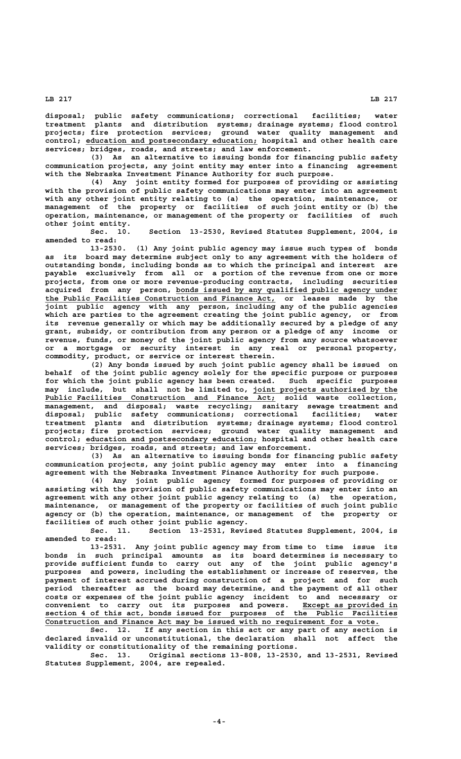disposal; public safety communications; correctional facilities; water treatment plants and distribution systems; drainage systems; flood control projects; fire protection services; ground water quality management and control; education and postsecondary education; hospital and other health care services; bridges, roads, and streets; and law enforcement.

(3) As an alternative to issuing bonds for financing public safety communication projects, any joint entity may enter into a financing agreement with the Nebraska Investment Finance Authority for such purpose.

(4) Any joint entity formed for purposes of providing or assisting with the provision of public safety communications may enter into an agreement with any other joint entity relating to (a) the operation, maintenance, or management of the property or facilities of such joint entity or (b) the operation, maintenance, or management of the property or facilities of such other joint entity.

Sec. 10. Section 13-2530, Revised Statutes Supplement, 2004, is amended to read:

13-2530. (1) Any joint public agency may issue such types of bonds as its board may determine subject only to any agreement with the holders of outstanding bonds, including bonds as to which the principal and interest are payable exclusively from all or a portion of the revenue from one or more projects, from one or more revenue-producing contracts, including securities acquired from any person, bonds issued by any qualified public agency under the Public Facilities Construction and Finance Act, or leases made by the joint public agency with any person, including any of the public agencies which are parties to the agreement creating the joint public agency, or from its revenue generally or which may be additionally secured by a pledge of any grant, subsidy, or contribution from any person or a pledge of any income or revenue, funds, or money of the joint public agency from any source whatsoever or a mortgage or security interest in any real or personal property, commodity, product, or service or interest therein.

(2) Any bonds issued by such joint public agency shall be issued on behalf of the joint public agency solely for the specific purpose or purposes for which the joint public agency has been created. Such specific purposes may include, but shall not be limited to, joint projects authorized by the Public Facilities Construction and Finance Act; solid waste collection, management, and disposal; waste recycling; sanitary sewage treatment and disposal; public safety communications; correctional facilities; water treatment plants and distribution systems; drainage systems; flood control projects; fire protection services; ground water quality management and control; education and postsecondary education; hospital and other health care services; bridges, roads, and streets; and law enforcement.

(3) As an alternative to issuing bonds for financing public safety communication projects, any joint public agency may enter into a financing agreement with the Nebraska Investment Finance Authority for such purpose.

(4) Any joint public agency formed for purposes of providing or assisting with the provision of public safety communications may enter into an agreement with any other joint public agency relating to (a) the operation, maintenance, or management of the property or facilities of such joint public agency or (b) the operation, maintenance, or management of the property or facilities of such other joint public agency.

Sec. 11. Section 13-2531, Revised Statutes Supplement, 2004, is amended to read:

13-2531. Any joint public agency may from time to time issue its bonds in such principal amounts as its board determines is necessary to provide sufficient funds to carry out any of the joint public agency's purposes and powers, including the establishment or increase of reserves, the payment of interest accrued during construction of a project and for such period thereafter as the board may determine, and the payment of all other costs or expenses of the joint public agency incident to and necessary or convenient to carry out its purposes and powers. Except as provided in section 4 of this act, bonds issued for purposes of the Public Facilities Construction and Finance Act may be issued with no requirement for a vote.

Sec. 12. If any section in this act or any part of any section is declared invalid or unconstitutional, the declaration shall not affect the validity or constitutionality of the remaining portions.

Sec. 13. Original sections 13-808, 13-2530, and 13-2531, Revised Statutes Supplement, 2004, are repealed.